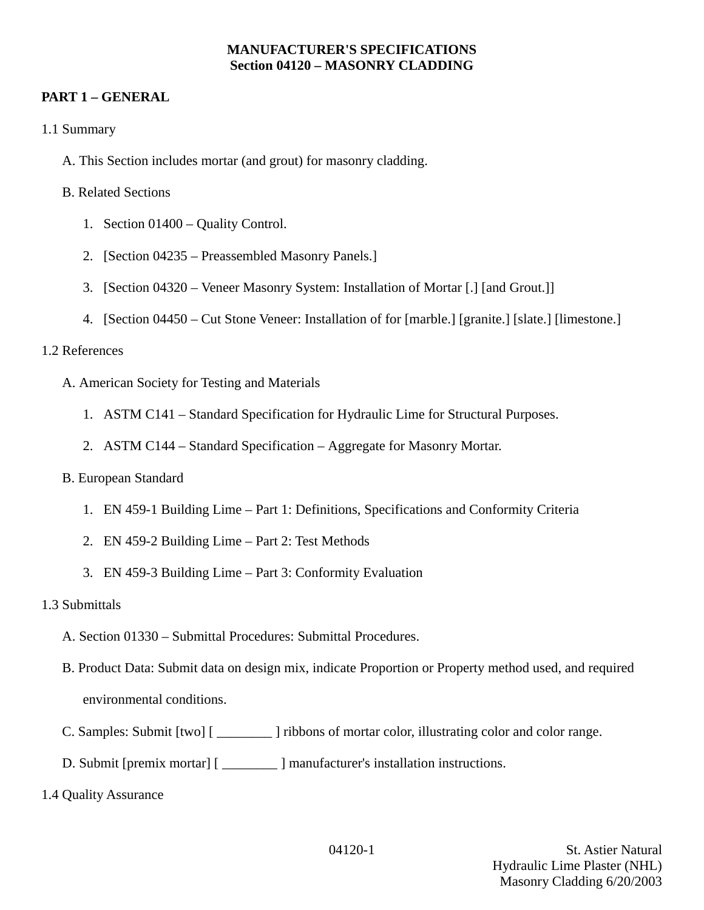**MANUFACTURER'S SPECIFICATIONS**
**Section 04120 – MASONRY CLADDING**

## PART 1 – GENERAL

1.1 Summary

A. This Section includes mortar (and grout) for masonry cladding.

B. Related Sections

1. Section 01400 – Quality Control.
2. [Section 04235 – Preassembled Masonry Panels.]
3. [Section 04320 – Veneer Masonry System: Installation of Mortar [.] [and Grout.]]
4. [Section 04450 – Cut Stone Veneer: Installation of for [marble.] [granite.] [slate.] [limestone.]

1.2 References

A. American Society for Testing and Materials

1. ASTM C141 – Standard Specification for Hydraulic Lime for Structural Purposes.
2. ASTM C144 – Standard Specification – Aggregate for Masonry Mortar.

B. European Standard

1. EN 459-1 Building Lime – Part 1: Definitions, Specifications and Conformity Criteria
2. EN 459-2 Building Lime – Part 2: Test Methods
3. EN 459-3 Building Lime – Part 3: Conformity Evaluation

1.3 Submittals

A. Section 01330 – Submittal Procedures: Submittal Procedures.

B. Product Data: Submit data on design mix, indicate Proportion or Property method used, and required environmental conditions.

C. Samples: Submit [two] [ ________ ] ribbons of mortar color, illustrating color and color range.

D. Submit [premix mortar] [ ________ ] manufacturer's installation instructions.

1.4 Quality Assurance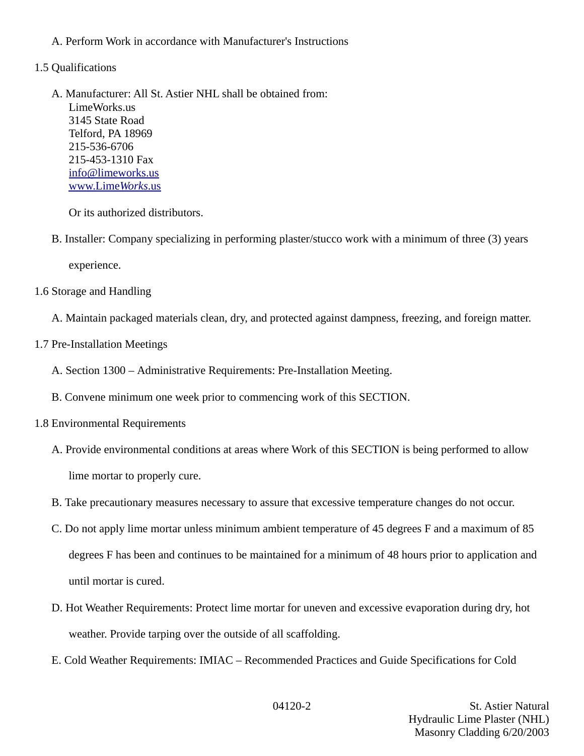A. Perform Work in accordance with Manufacturer's Instructions

1.5 Qualifications

A. Manufacturer: All St. Astier NHL shall be obtained from:
LimeWorks.us
3145 State Road
Telford, PA 18969
215-536-6706
215-453-1310 Fax
info@limeworks.us
www.Lime*Works*.us

Or its authorized distributors.

B. Installer: Company specializing in performing plaster/stucco work with a minimum of three (3) years experience.

1.6 Storage and Handling

A. Maintain packaged materials clean, dry, and protected against dampness, freezing, and foreign matter.

1.7 Pre-Installation Meetings

A. Section 1300 – Administrative Requirements: Pre-Installation Meeting.

B. Convene minimum one week prior to commencing work of this SECTION.

1.8 Environmental Requirements

A. Provide environmental conditions at areas where Work of this SECTION is being performed to allow lime mortar to properly cure.

B. Take precautionary measures necessary to assure that excessive temperature changes do not occur.

C. Do not apply lime mortar unless minimum ambient temperature of 45 degrees F and a maximum of 85 degrees F has been and continues to be maintained for a minimum of 48 hours prior to application and until mortar is cured.

D. Hot Weather Requirements: Protect lime mortar for uneven and excessive evaporation during dry, hot weather. Provide tarping over the outside of all scaffolding.

E. Cold Weather Requirements: IMIAC – Recommended Practices and Guide Specifications for Cold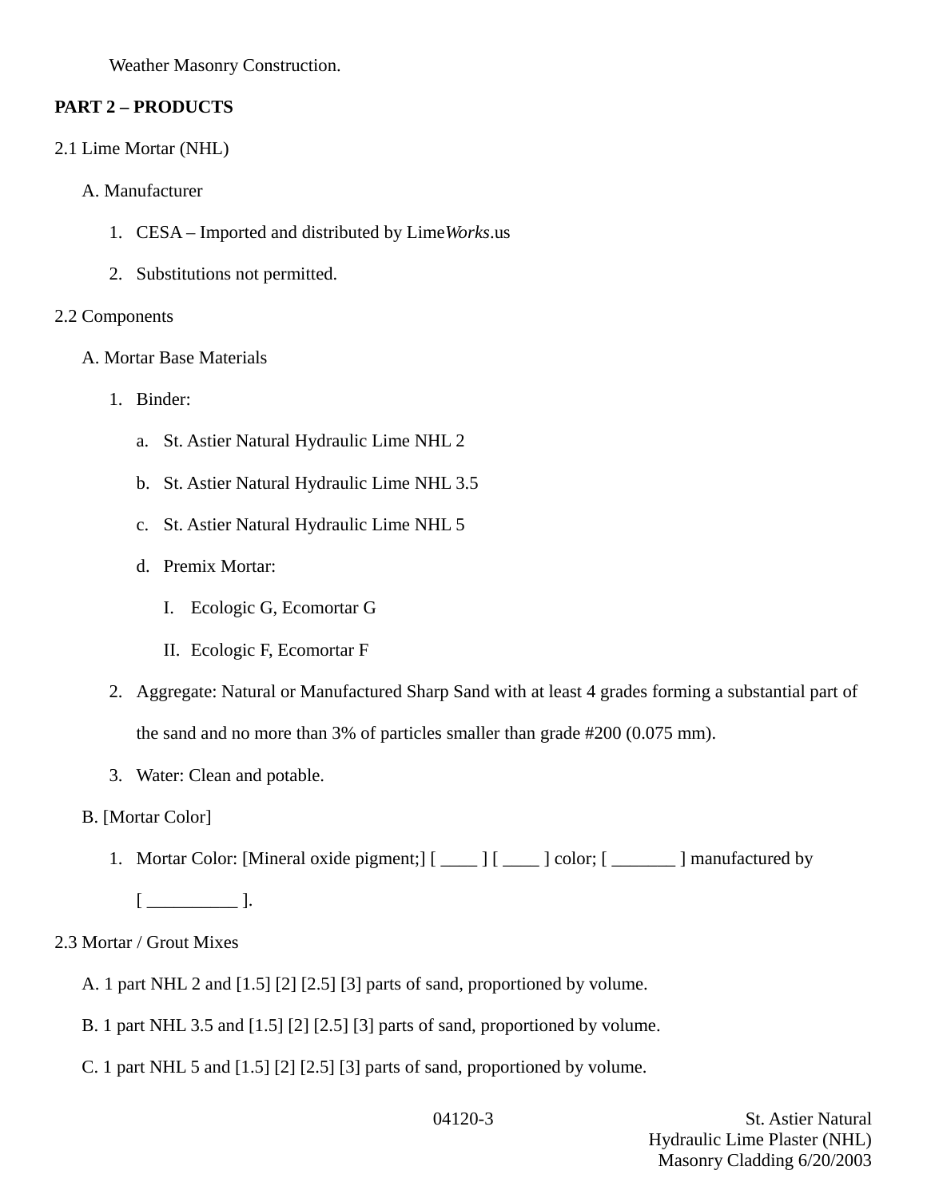Weather Masonry Construction.

## PART 2 – PRODUCTS

2.1 Lime Mortar (NHL)

A. Manufacturer

1. CESA – Imported and distributed by Lime*Works*.us
2. Substitutions not permitted.

2.2 Components

A. Mortar Base Materials

1. Binder:
   a. St. Astier Natural Hydraulic Lime NHL 2
   b. St. Astier Natural Hydraulic Lime NHL 3.5
   c. St. Astier Natural Hydraulic Lime NHL 5
   d. Premix Mortar:
      I. Ecologic G, Ecomortar G
      II. Ecologic F, Ecomortar F
2. Aggregate: Natural or Manufactured Sharp Sand with at least 4 grades forming a substantial part of the sand and no more than 3% of particles smaller than grade #200 (0.075 mm).
3. Water: Clean and potable.

B. [Mortar Color]

1. Mortar Color: [Mineral oxide pigment;] [ ____ ] [ ____ ] color; [ _______ ] manufactured by [ __________ ].

2.3 Mortar / Grout Mixes

A. 1 part NHL 2 and [1.5] [2] [2.5] [3] parts of sand, proportioned by volume.

B. 1 part NHL 3.5 and [1.5] [2] [2.5] [3] parts of sand, proportioned by volume.

C. 1 part NHL 5 and [1.5] [2] [2.5] [3] parts of sand, proportioned by volume.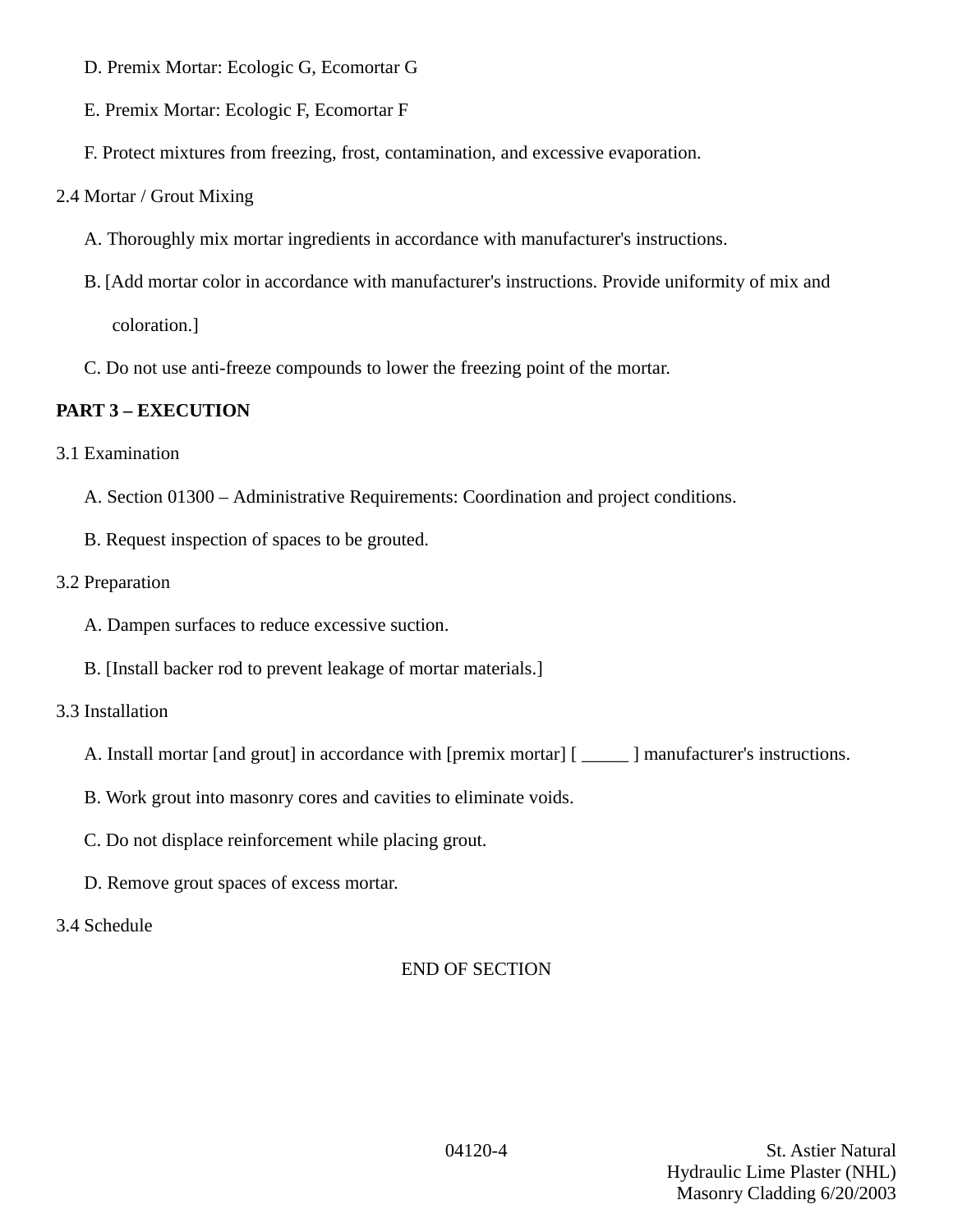D. Premix Mortar: Ecologic G, Ecomortar G

E. Premix Mortar: Ecologic F, Ecomortar F

F. Protect mixtures from freezing, frost, contamination, and excessive evaporation.

2.4 Mortar / Grout Mixing

A. Thoroughly mix mortar ingredients in accordance with manufacturer's instructions.

B. [Add mortar color in accordance with manufacturer's instructions. Provide uniformity of mix and coloration.]

C. Do not use anti-freeze compounds to lower the freezing point of the mortar.

## PART 3 – EXECUTION

3.1 Examination

A. Section 01300 – Administrative Requirements: Coordination and project conditions.

B. Request inspection of spaces to be grouted.

3.2 Preparation

A. Dampen surfaces to reduce excessive suction.

B. [Install backer rod to prevent leakage of mortar materials.]

3.3 Installation

A. Install mortar [and grout] in accordance with [premix mortar] [ _____ ] manufacturer's instructions.

B. Work grout into masonry cores and cavities to eliminate voids.

C. Do not displace reinforcement while placing grout.

D. Remove grout spaces of excess mortar.

3.4 Schedule

END OF SECTION